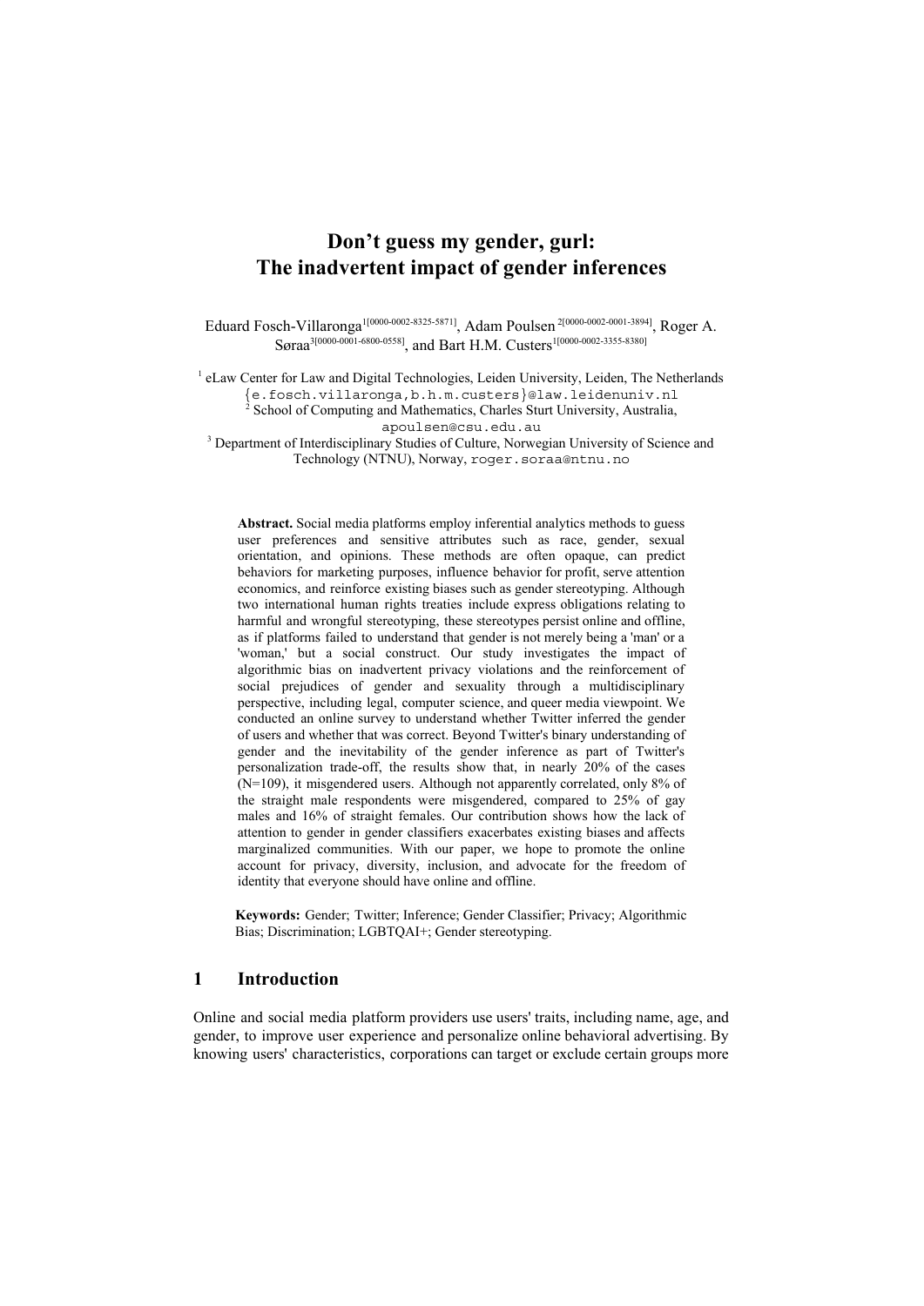# Don't guess my gender, gurl: The inadvertent impact of gender inferences

Eduard Fosch-Villaronga[1[0000-0002-8325-5871]], Adam Poulsen [2[0000-0002-0001-3894]], Roger A. Søraa[3[0000-0001-6800-0558]], and Bart H.M. Custers[1[0000-0002-3355-8380]]

[1] eLaw Center for Law and Digital Technologies, Leiden University, Leiden, The Netherlands
{e.fosch.villaronga,b.h.m.custers}@law.leidenuniv.nl

[2] School of Computing and Mathematics, Charles Sturt University, Australia,
apoulsen@csu.edu.au

[3] Department of Interdisciplinary Studies of Culture, Norwegian University of Science and Technology (NTNU), Norway, roger.soraa@ntnu.no

**Abstract.** Social media platforms employ inferential analytics methods to guess user preferences and sensitive attributes such as race, gender, sexual orientation, and opinions. These methods are often opaque, can predict behaviors for marketing purposes, influence behavior for profit, serve attention economics, and reinforce existing biases such as gender stereotyping. Although two international human rights treaties include express obligations relating to harmful and wrongful stereotyping, these stereotypes persist online and offline, as if platforms failed to understand that gender is not merely being a 'man' or a 'woman,' but a social construct. Our study investigates the impact of algorithmic bias on inadvertent privacy violations and the reinforcement of social prejudices of gender and sexuality through a multidisciplinary perspective, including legal, computer science, and queer media viewpoint. We conducted an online survey to understand whether Twitter inferred the gender of users and whether that was correct. Beyond Twitter's binary understanding of gender and the inevitability of the gender inference as part of Twitter's personalization trade-off, the results show that, in nearly 20% of the cases (N=109), it misgendered users. Although not apparently correlated, only 8% of the straight male respondents were misgendered, compared to 25% of gay males and 16% of straight females. Our contribution shows how the lack of attention to gender in gender classifiers exacerbates existing biases and affects marginalized communities. With our paper, we hope to promote the online account for privacy, diversity, inclusion, and advocate for the freedom of identity that everyone should have online and offline.

**Keywords:** Gender; Twitter; Inference; Gender Classifier; Privacy; Algorithmic Bias; Discrimination; LGBTQAI+; Gender stereotyping.

## 1 Introduction

Online and social media platform providers use users' traits, including name, age, and gender, to improve user experience and personalize online behavioral advertising. By knowing users' characteristics, corporations can target or exclude certain groups more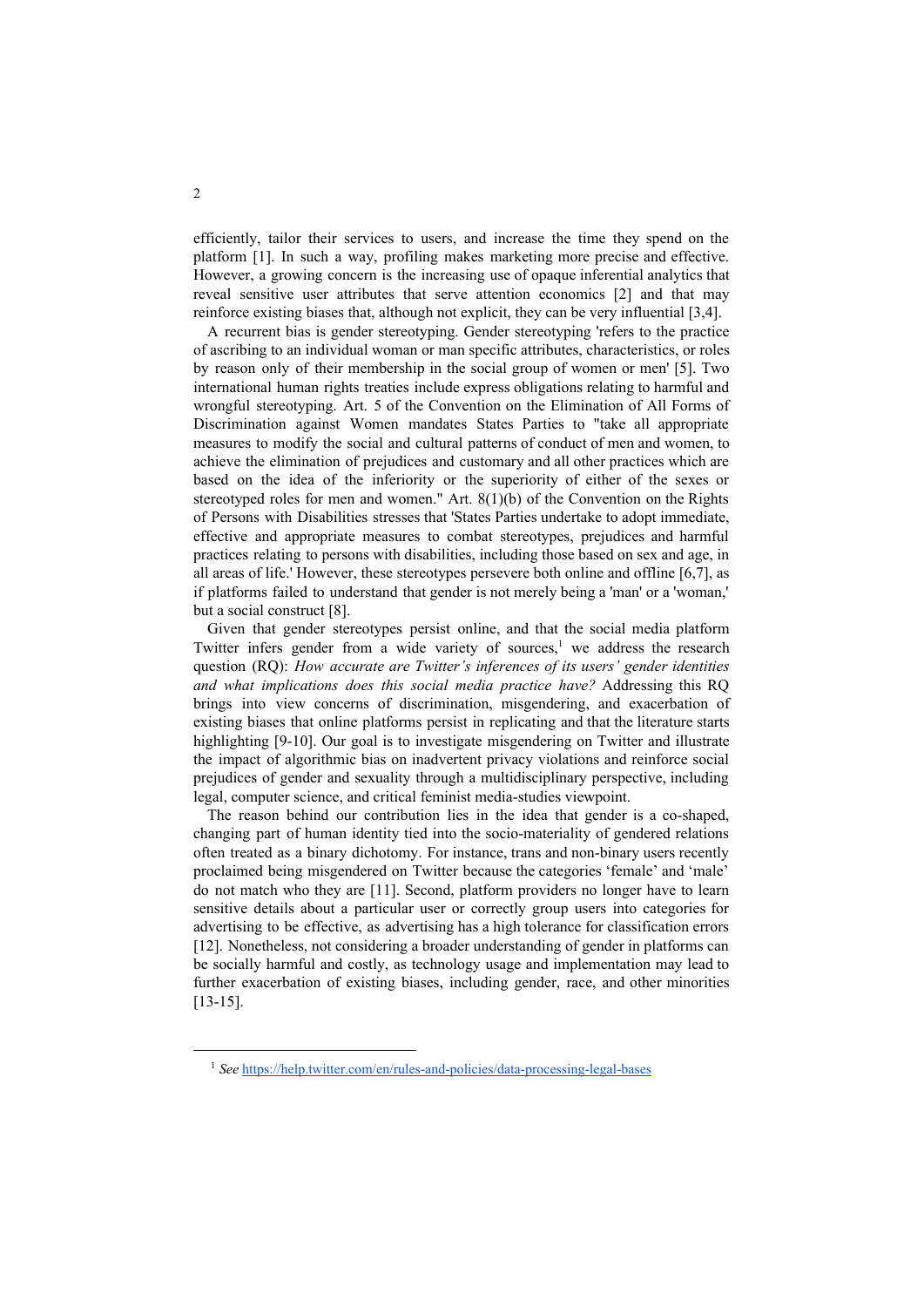efficiently, tailor their services to users, and increase the time they spend on the platform [1]. In such a way, profiling makes marketing more precise and effective. However, a growing concern is the increasing use of opaque inferential analytics that reveal sensitive user attributes that serve attention economics [2] and that may reinforce existing biases that, although not explicit, they can be very influential [3,4].

A recurrent bias is gender stereotyping. Gender stereotyping 'refers to the practice of ascribing to an individual woman or man specific attributes, characteristics, or roles by reason only of their membership in the social group of women or men' [5]. Two international human rights treaties include express obligations relating to harmful and wrongful stereotyping. Art. 5 of the Convention on the Elimination of All Forms of Discrimination against Women mandates States Parties to "take all appropriate measures to modify the social and cultural patterns of conduct of men and women, to achieve the elimination of prejudices and customary and all other practices which are based on the idea of the inferiority or the superiority of either of the sexes or stereotyped roles for men and women." Art. 8(1)(b) of the Convention on the Rights of Persons with Disabilities stresses that 'States Parties undertake to adopt immediate, effective and appropriate measures to combat stereotypes, prejudices and harmful practices relating to persons with disabilities, including those based on sex and age, in all areas of life.' However, these stereotypes persevere both online and offline [6,7], as if platforms failed to understand that gender is not merely being a 'man' or a 'woman,' but a social construct [8].

Given that gender stereotypes persist online, and that the social media platform Twitter infers gender from a wide variety of sources,[1] we address the research question (RQ): *How accurate are Twitter's inferences of its users' gender identities and what implications does this social media practice have?* Addressing this RQ brings into view concerns of discrimination, misgendering, and exacerbation of existing biases that online platforms persist in replicating and that the literature starts highlighting [9-10]. Our goal is to investigate misgendering on Twitter and illustrate the impact of algorithmic bias on inadvertent privacy violations and reinforce social prejudices of gender and sexuality through a multidisciplinary perspective, including legal, computer science, and critical feminist media-studies viewpoint.

The reason behind our contribution lies in the idea that gender is a co-shaped, changing part of human identity tied into the socio-materiality of gendered relations often treated as a binary dichotomy. For instance, trans and non-binary users recently proclaimed being misgendered on Twitter because the categories 'female' and 'male' do not match who they are [11]. Second, platform providers no longer have to learn sensitive details about a particular user or correctly group users into categories for advertising to be effective, as advertising has a high tolerance for classification errors [12]. Nonetheless, not considering a broader understanding of gender in platforms can be socially harmful and costly, as technology usage and implementation may lead to further exacerbation of existing biases, including gender, race, and other minorities [13-15].

[1] *See* https://help.twitter.com/en/rules-and-policies/data-processing-legal-bases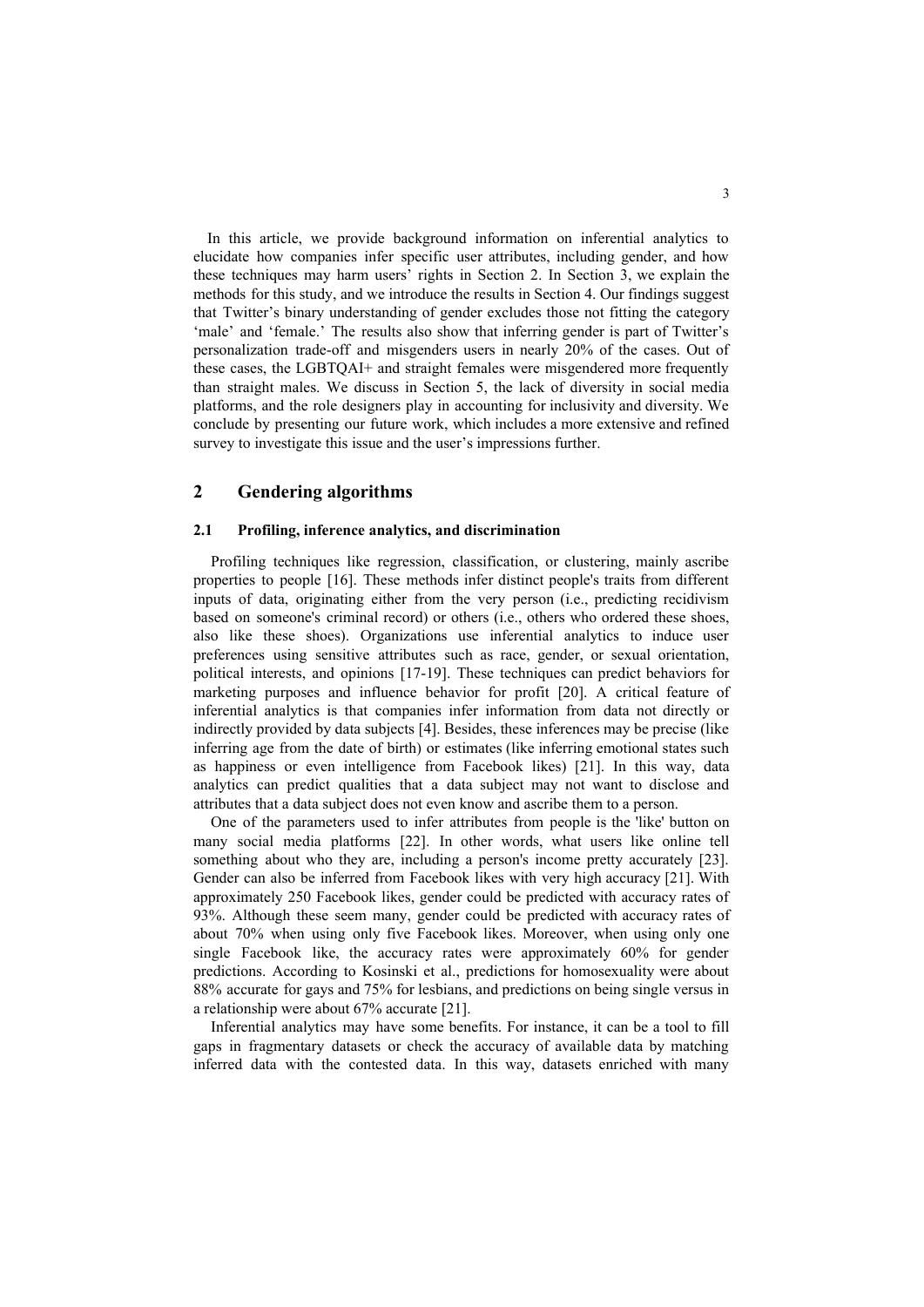In this article, we provide background information on inferential analytics to elucidate how companies infer specific user attributes, including gender, and how these techniques may harm users' rights in Section 2. In Section 3, we explain the methods for this study, and we introduce the results in Section 4. Our findings suggest that Twitter's binary understanding of gender excludes those not fitting the category 'male' and 'female.' The results also show that inferring gender is part of Twitter's personalization trade-off and misgenders users in nearly 20% of the cases. Out of these cases, the LGBTQAI+ and straight females were misgendered more frequently than straight males. We discuss in Section 5, the lack of diversity in social media platforms, and the role designers play in accounting for inclusivity and diversity. We conclude by presenting our future work, which includes a more extensive and refined survey to investigate this issue and the user's impressions further.

## 2 Gendering algorithms

### 2.1 Profiling, inference analytics, and discrimination

Profiling techniques like regression, classification, or clustering, mainly ascribe properties to people [16]. These methods infer distinct people's traits from different inputs of data, originating either from the very person (i.e., predicting recidivism based on someone's criminal record) or others (i.e., others who ordered these shoes, also like these shoes). Organizations use inferential analytics to induce user preferences using sensitive attributes such as race, gender, or sexual orientation, political interests, and opinions [17-19]. These techniques can predict behaviors for marketing purposes and influence behavior for profit [20]. A critical feature of inferential analytics is that companies infer information from data not directly or indirectly provided by data subjects [4]. Besides, these inferences may be precise (like inferring age from the date of birth) or estimates (like inferring emotional states such as happiness or even intelligence from Facebook likes) [21]. In this way, data analytics can predict qualities that a data subject may not want to disclose and attributes that a data subject does not even know and ascribe them to a person.

One of the parameters used to infer attributes from people is the 'like' button on many social media platforms [22]. In other words, what users like online tell something about who they are, including a person's income pretty accurately [23]. Gender can also be inferred from Facebook likes with very high accuracy [21]. With approximately 250 Facebook likes, gender could be predicted with accuracy rates of 93%. Although these seem many, gender could be predicted with accuracy rates of about 70% when using only five Facebook likes. Moreover, when using only one single Facebook like, the accuracy rates were approximately 60% for gender predictions. According to Kosinski et al., predictions for homosexuality were about 88% accurate for gays and 75% for lesbians, and predictions on being single versus in a relationship were about 67% accurate [21].

Inferential analytics may have some benefits. For instance, it can be a tool to fill gaps in fragmentary datasets or check the accuracy of available data by matching inferred data with the contested data. In this way, datasets enriched with many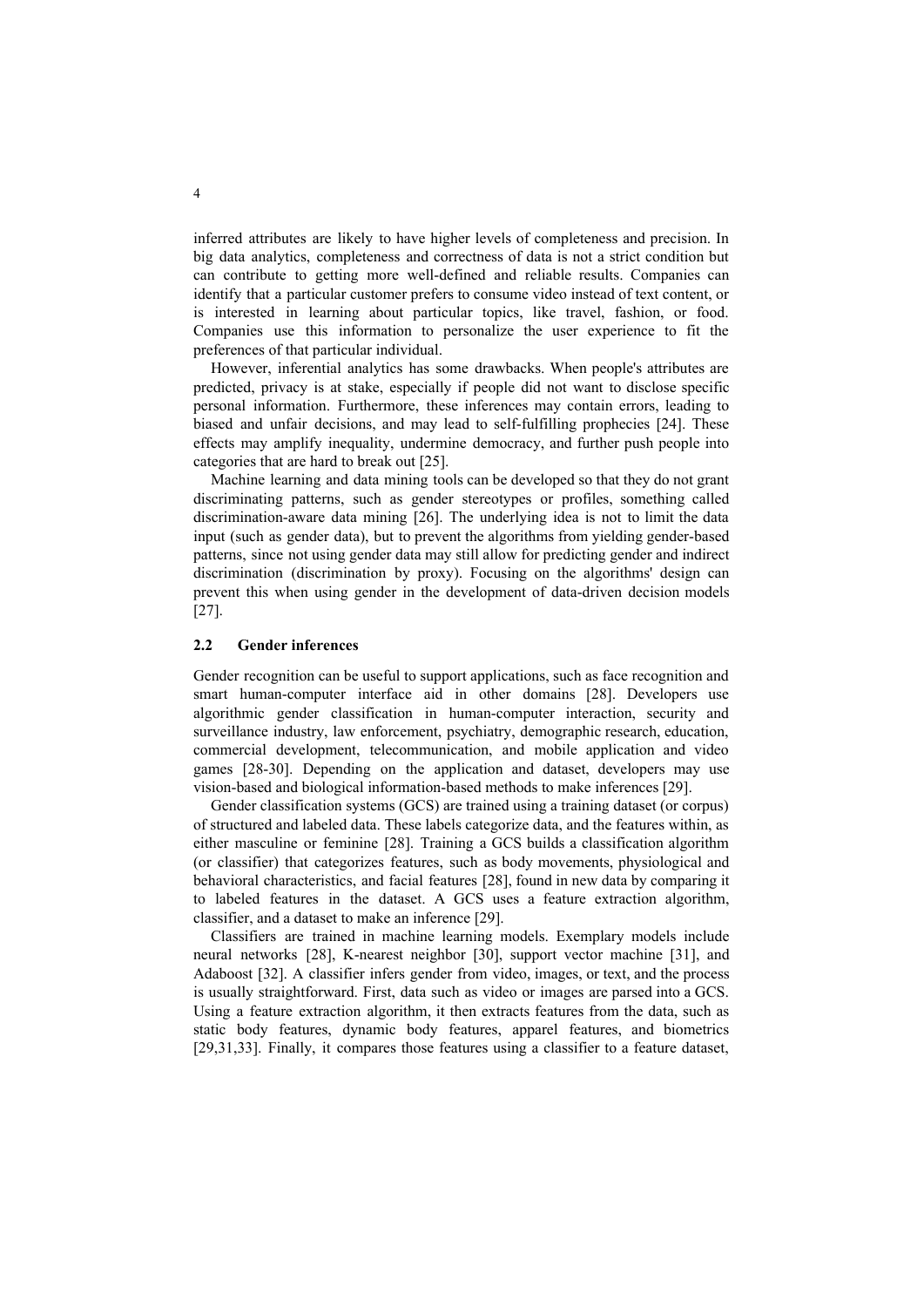inferred attributes are likely to have higher levels of completeness and precision. In big data analytics, completeness and correctness of data is not a strict condition but can contribute to getting more well-defined and reliable results. Companies can identify that a particular customer prefers to consume video instead of text content, or is interested in learning about particular topics, like travel, fashion, or food. Companies use this information to personalize the user experience to fit the preferences of that particular individual.

However, inferential analytics has some drawbacks. When people's attributes are predicted, privacy is at stake, especially if people did not want to disclose specific personal information. Furthermore, these inferences may contain errors, leading to biased and unfair decisions, and may lead to self-fulfilling prophecies [24]. These effects may amplify inequality, undermine democracy, and further push people into categories that are hard to break out [25].

Machine learning and data mining tools can be developed so that they do not grant discriminating patterns, such as gender stereotypes or profiles, something called discrimination-aware data mining [26]. The underlying idea is not to limit the data input (such as gender data), but to prevent the algorithms from yielding gender-based patterns, since not using gender data may still allow for predicting gender and indirect discrimination (discrimination by proxy). Focusing on the algorithms' design can prevent this when using gender in the development of data-driven decision models [27].

### 2.2 Gender inferences

Gender recognition can be useful to support applications, such as face recognition and smart human-computer interface aid in other domains [28]. Developers use algorithmic gender classification in human-computer interaction, security and surveillance industry, law enforcement, psychiatry, demographic research, education, commercial development, telecommunication, and mobile application and video games [28-30]. Depending on the application and dataset, developers may use vision-based and biological information-based methods to make inferences [29].

Gender classification systems (GCS) are trained using a training dataset (or corpus) of structured and labeled data. These labels categorize data, and the features within, as either masculine or feminine [28]. Training a GCS builds a classification algorithm (or classifier) that categorizes features, such as body movements, physiological and behavioral characteristics, and facial features [28], found in new data by comparing it to labeled features in the dataset. A GCS uses a feature extraction algorithm, classifier, and a dataset to make an inference [29].

Classifiers are trained in machine learning models. Exemplary models include neural networks [28], K-nearest neighbor [30], support vector machine [31], and Adaboost [32]. A classifier infers gender from video, images, or text, and the process is usually straightforward. First, data such as video or images are parsed into a GCS. Using a feature extraction algorithm, it then extracts features from the data, such as static body features, dynamic body features, apparel features, and biometrics [29,31,33]. Finally, it compares those features using a classifier to a feature dataset,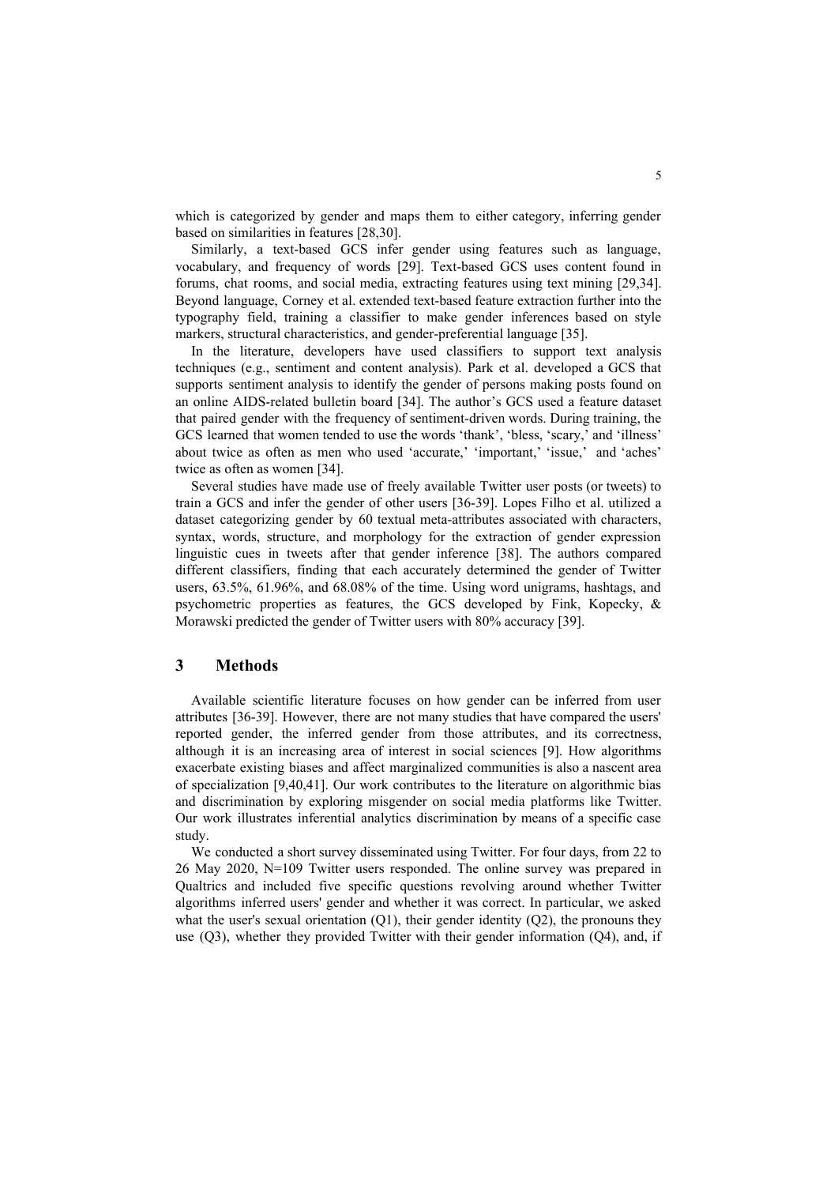which is categorized by gender and maps them to either category, inferring gender based on similarities in features [28,30].

Similarly, a text-based GCS infer gender using features such as language, vocabulary, and frequency of words [29]. Text-based GCS uses content found in forums, chat rooms, and social media, extracting features using text mining [29,34]. Beyond language, Corney et al. extended text-based feature extraction further into the typography field, training a classifier to make gender inferences based on style markers, structural characteristics, and gender-preferential language [35].

In the literature, developers have used classifiers to support text analysis techniques (e.g., sentiment and content analysis). Park et al. developed a GCS that supports sentiment analysis to identify the gender of persons making posts found on an online AIDS-related bulletin board [34]. The author's GCS used a feature dataset that paired gender with the frequency of sentiment-driven words. During training, the GCS learned that women tended to use the words 'thank', 'bless, 'scary,' and 'illness' about twice as often as men who used 'accurate,' 'important,' 'issue,' and 'aches' twice as often as women [34].

Several studies have made use of freely available Twitter user posts (or tweets) to train a GCS and infer the gender of other users [36-39]. Lopes Filho et al. utilized a dataset categorizing gender by 60 textual meta-attributes associated with characters, syntax, words, structure, and morphology for the extraction of gender expression linguistic cues in tweets after that gender inference [38]. The authors compared different classifiers, finding that each accurately determined the gender of Twitter users, 63.5%, 61.96%, and 68.08% of the time. Using word unigrams, hashtags, and psychometric properties as features, the GCS developed by Fink, Kopecky, & Morawski predicted the gender of Twitter users with 80% accuracy [39].

## 3 Methods

Available scientific literature focuses on how gender can be inferred from user attributes [36-39]. However, there are not many studies that have compared the users' reported gender, the inferred gender from those attributes, and its correctness, although it is an increasing area of interest in social sciences [9]. How algorithms exacerbate existing biases and affect marginalized communities is also a nascent area of specialization [9,40,41]. Our work contributes to the literature on algorithmic bias and discrimination by exploring misgender on social media platforms like Twitter. Our work illustrates inferential analytics discrimination by means of a specific case study.

We conducted a short survey disseminated using Twitter. For four days, from 22 to 26 May 2020, N=109 Twitter users responded. The online survey was prepared in Qualtrics and included five specific questions revolving around whether Twitter algorithms inferred users' gender and whether it was correct. In particular, we asked what the user's sexual orientation (Q1), their gender identity (Q2), the pronouns they use (Q3), whether they provided Twitter with their gender information (Q4), and, if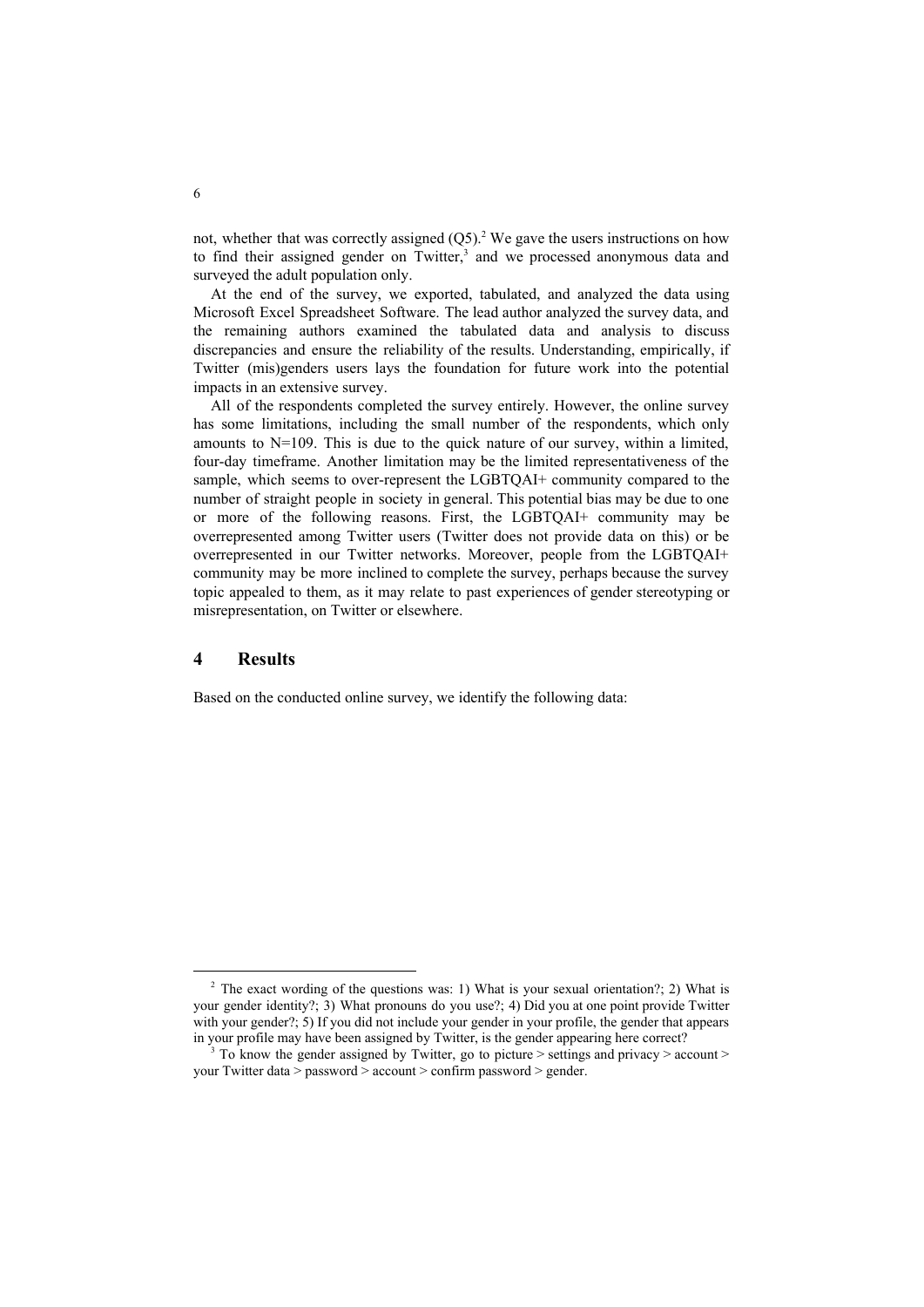not, whether that was correctly assigned (Q5).[2] We gave the users instructions on how to find their assigned gender on Twitter,[3] and we processed anonymous data and surveyed the adult population only.

At the end of the survey, we exported, tabulated, and analyzed the data using Microsoft Excel Spreadsheet Software. The lead author analyzed the survey data, and the remaining authors examined the tabulated data and analysis to discuss discrepancies and ensure the reliability of the results. Understanding, empirically, if Twitter (mis)genders users lays the foundation for future work into the potential impacts in an extensive survey.

All of the respondents completed the survey entirely. However, the online survey has some limitations, including the small number of the respondents, which only amounts to N=109. This is due to the quick nature of our survey, within a limited, four-day timeframe. Another limitation may be the limited representativeness of the sample, which seems to over-represent the LGBTQAI+ community compared to the number of straight people in society in general. This potential bias may be due to one or more of the following reasons. First, the LGBTQAI+ community may be overrepresented among Twitter users (Twitter does not provide data on this) or be overrepresented in our Twitter networks. Moreover, people from the LGBTQAI+ community may be more inclined to complete the survey, perhaps because the survey topic appealed to them, as it may relate to past experiences of gender stereotyping or misrepresentation, on Twitter or elsewhere.

## 4 Results

Based on the conducted online survey, we identify the following data:

---

[2] The exact wording of the questions was: 1) What is your sexual orientation?; 2) What is your gender identity?; 3) What pronouns do you use?; 4) Did you at one point provide Twitter with your gender?; 5) If you did not include your gender in your profile, the gender that appears in your profile may have been assigned by Twitter, is the gender appearing here correct?

[3] To know the gender assigned by Twitter, go to picture > settings and privacy > account > your Twitter data > password > account > confirm password > gender.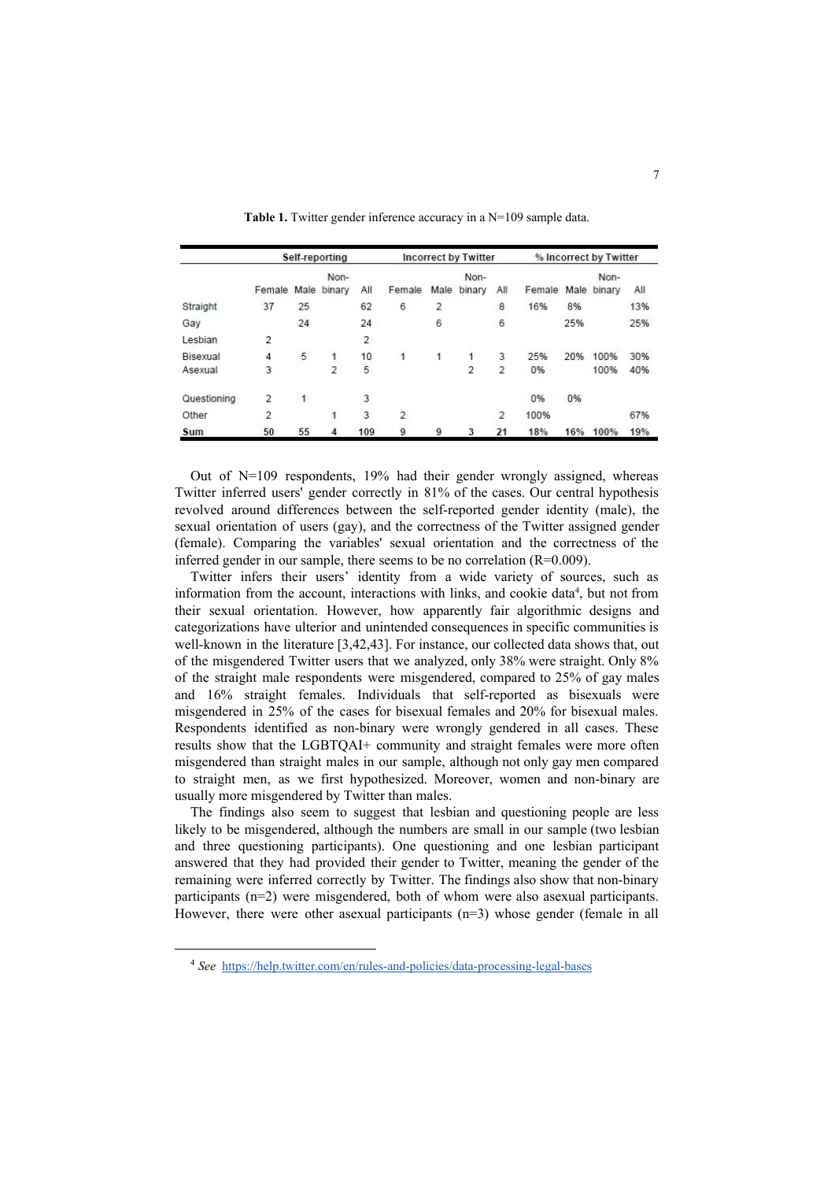**Table 1.** Twitter gender inference accuracy in a N=109 sample data.

| | Self-reporting | | | | Incorrect by Twitter | | | | % Incorrect by Twitter | | | |
|---|---|---|---|---|---|---|---|---|---|---|---|---|
| | Female | Male | Non-binary | All | Female | Male | Non-binary | All | Female | Male | Non-binary | All |
| Straight | 37 | 25 | | 62 | 6 | 2 | | 8 | 16% | 8% | | 13% |
| Gay | | 24 | | 24 | | 6 | | 6 | | 25% | | 25% |
| Lesbian | 2 | | | 2 | | | | | | | | |
| Bisexual | 4 | 5 | 1 | 10 | 1 | 1 | 1 | 3 | 25% | 20% | 100% | 30% |
| Asexual | 3 | | 2 | 5 | | | 2 | 2 | 0% | | 100% | 40% |
| Questioning | 2 | 1 | | 3 | | | | | 0% | 0% | | |
| Other | 2 | | 1 | 3 | 2 | | | 2 | 100% | | | 67% |
| **Sum** | 50 | 55 | 4 | 109 | 9 | 9 | 3 | 21 | 18% | 16% | 100% | 19% |

Out of N=109 respondents, 19% had their gender wrongly assigned, whereas Twitter inferred users' gender correctly in 81% of the cases. Our central hypothesis revolved around differences between the self-reported gender identity (male), the sexual orientation of users (gay), and the correctness of the Twitter assigned gender (female). Comparing the variables' sexual orientation and the correctness of the inferred gender in our sample, there seems to be no correlation (R=0.009).

Twitter infers their users' identity from a wide variety of sources, such as information from the account, interactions with links, and cookie data[4], but not from their sexual orientation. However, how apparently fair algorithmic designs and categorizations have ulterior and unintended consequences in specific communities is well-known in the literature [3,42,43]. For instance, our collected data shows that, out of the misgendered Twitter users that we analyzed, only 38% were straight. Only 8% of the straight male respondents were misgendered, compared to 25% of gay males and 16% straight females. Individuals that self-reported as bisexuals were misgendered in 25% of the cases for bisexual females and 20% for bisexual males. Respondents identified as non-binary were wrongly gendered in all cases. These results show that the LGBTQAI+ community and straight females were more often misgendered than straight males in our sample, although not only gay men compared to straight men, as we first hypothesized. Moreover, women and non-binary are usually more misgendered by Twitter than males.

The findings also seem to suggest that lesbian and questioning people are less likely to be misgendered, although the numbers are small in our sample (two lesbian and three questioning participants). One questioning and one lesbian participant answered that they had provided their gender to Twitter, meaning the gender of the remaining were inferred correctly by Twitter. The findings also show that non-binary participants (n=2) were misgendered, both of whom were also asexual participants. However, there were other asexual participants (n=3) whose gender (female in all

[4] *See* https://help.twitter.com/en/rules-and-policies/data-processing-legal-bases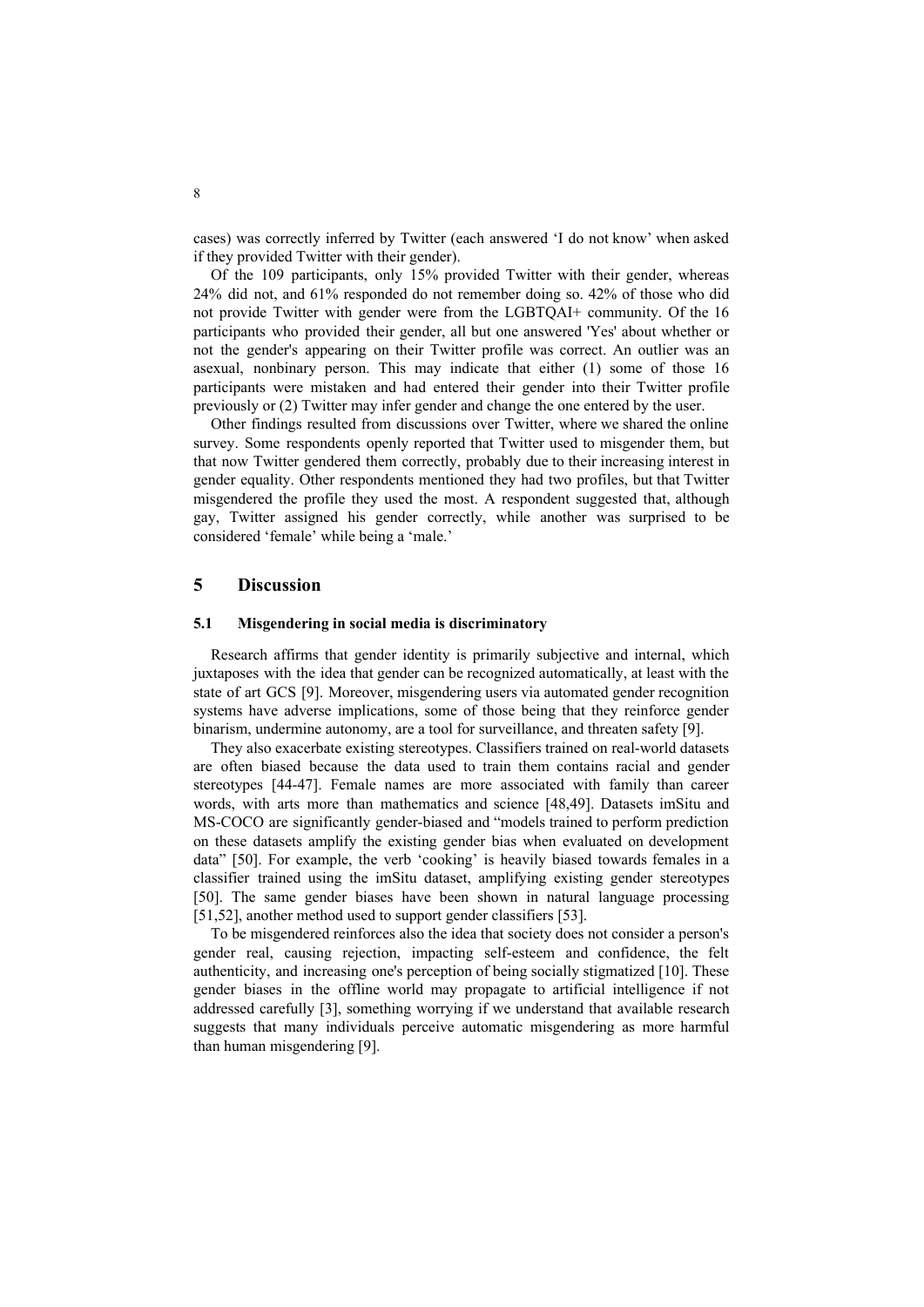cases) was correctly inferred by Twitter (each answered 'I do not know' when asked if they provided Twitter with their gender).

Of the 109 participants, only 15% provided Twitter with their gender, whereas 24% did not, and 61% responded do not remember doing so. 42% of those who did not provide Twitter with gender were from the LGBTQAI+ community. Of the 16 participants who provided their gender, all but one answered 'Yes' about whether or not the gender's appearing on their Twitter profile was correct. An outlier was an asexual, nonbinary person. This may indicate that either (1) some of those 16 participants were mistaken and had entered their gender into their Twitter profile previously or (2) Twitter may infer gender and change the one entered by the user.

Other findings resulted from discussions over Twitter, where we shared the online survey. Some respondents openly reported that Twitter used to misgender them, but that now Twitter gendered them correctly, probably due to their increasing interest in gender equality. Other respondents mentioned they had two profiles, but that Twitter misgendered the profile they used the most. A respondent suggested that, although gay, Twitter assigned his gender correctly, while another was surprised to be considered 'female' while being a 'male.'

## 5 Discussion

### 5.1 Misgendering in social media is discriminatory

Research affirms that gender identity is primarily subjective and internal, which juxtaposes with the idea that gender can be recognized automatically, at least with the state of art GCS [9]. Moreover, misgendering users via automated gender recognition systems have adverse implications, some of those being that they reinforce gender binarism, undermine autonomy, are a tool for surveillance, and threaten safety [9].

They also exacerbate existing stereotypes. Classifiers trained on real-world datasets are often biased because the data used to train them contains racial and gender stereotypes [44-47]. Female names are more associated with family than career words, with arts more than mathematics and science [48,49]. Datasets imSitu and MS-COCO are significantly gender-biased and "models trained to perform prediction on these datasets amplify the existing gender bias when evaluated on development data" [50]. For example, the verb 'cooking' is heavily biased towards females in a classifier trained using the imSitu dataset, amplifying existing gender stereotypes [50]. The same gender biases have been shown in natural language processing [51,52], another method used to support gender classifiers [53].

To be misgendered reinforces also the idea that society does not consider a person's gender real, causing rejection, impacting self-esteem and confidence, the felt authenticity, and increasing one's perception of being socially stigmatized [10]. These gender biases in the offline world may propagate to artificial intelligence if not addressed carefully [3], something worrying if we understand that available research suggests that many individuals perceive automatic misgendering as more harmful than human misgendering [9].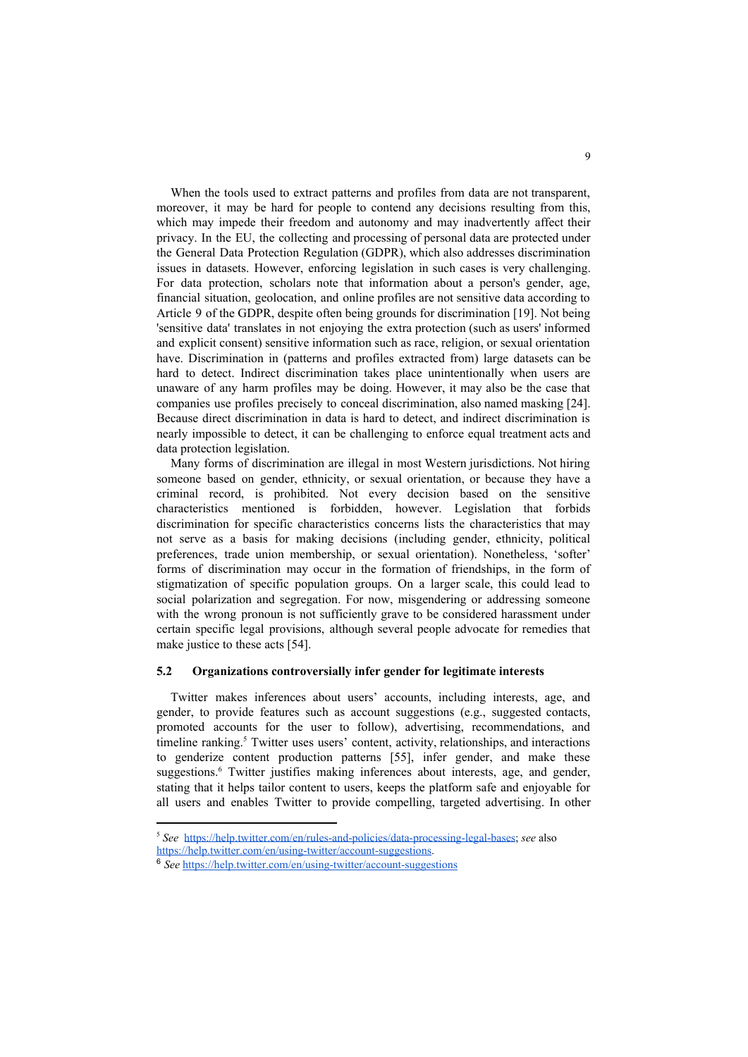When the tools used to extract patterns and profiles from data are not transparent, moreover, it may be hard for people to contend any decisions resulting from this, which may impede their freedom and autonomy and may inadvertently affect their privacy. In the EU, the collecting and processing of personal data are protected under the General Data Protection Regulation (GDPR), which also addresses discrimination issues in datasets. However, enforcing legislation in such cases is very challenging. For data protection, scholars note that information about a person's gender, age, financial situation, geolocation, and online profiles are not sensitive data according to Article 9 of the GDPR, despite often being grounds for discrimination [19]. Not being 'sensitive data' translates in not enjoying the extra protection (such as users' informed and explicit consent) sensitive information such as race, religion, or sexual orientation have. Discrimination in (patterns and profiles extracted from) large datasets can be hard to detect. Indirect discrimination takes place unintentionally when users are unaware of any harm profiles may be doing. However, it may also be the case that companies use profiles precisely to conceal discrimination, also named masking [24]. Because direct discrimination in data is hard to detect, and indirect discrimination is nearly impossible to detect, it can be challenging to enforce equal treatment acts and data protection legislation.

Many forms of discrimination are illegal in most Western jurisdictions. Not hiring someone based on gender, ethnicity, or sexual orientation, or because they have a criminal record, is prohibited. Not every decision based on the sensitive characteristics mentioned is forbidden, however. Legislation that forbids discrimination for specific characteristics concerns lists the characteristics that may not serve as a basis for making decisions (including gender, ethnicity, political preferences, trade union membership, or sexual orientation). Nonetheless, 'softer' forms of discrimination may occur in the formation of friendships, in the form of stigmatization of specific population groups. On a larger scale, this could lead to social polarization and segregation. For now, misgendering or addressing someone with the wrong pronoun is not sufficiently grave to be considered harassment under certain specific legal provisions, although several people advocate for remedies that make justice to these acts [54].

### 5.2 Organizations controversially infer gender for legitimate interests

Twitter makes inferences about users' accounts, including interests, age, and gender, to provide features such as account suggestions (e.g., suggested contacts, promoted accounts for the user to follow), advertising, recommendations, and timeline ranking.[5] Twitter uses users' content, activity, relationships, and interactions to genderize content production patterns [55], infer gender, and make these suggestions.[6] Twitter justifies making inferences about interests, age, and gender, stating that it helps tailor content to users, keeps the platform safe and enjoyable for all users and enables Twitter to provide compelling, targeted advertising. In other

---

[5] *See* https://help.twitter.com/en/rules-and-policies/data-processing-legal-bases; *see* also https://help.twitter.com/en/using-twitter/account-suggestions.

[6] *See* https://help.twitter.com/en/using-twitter/account-suggestions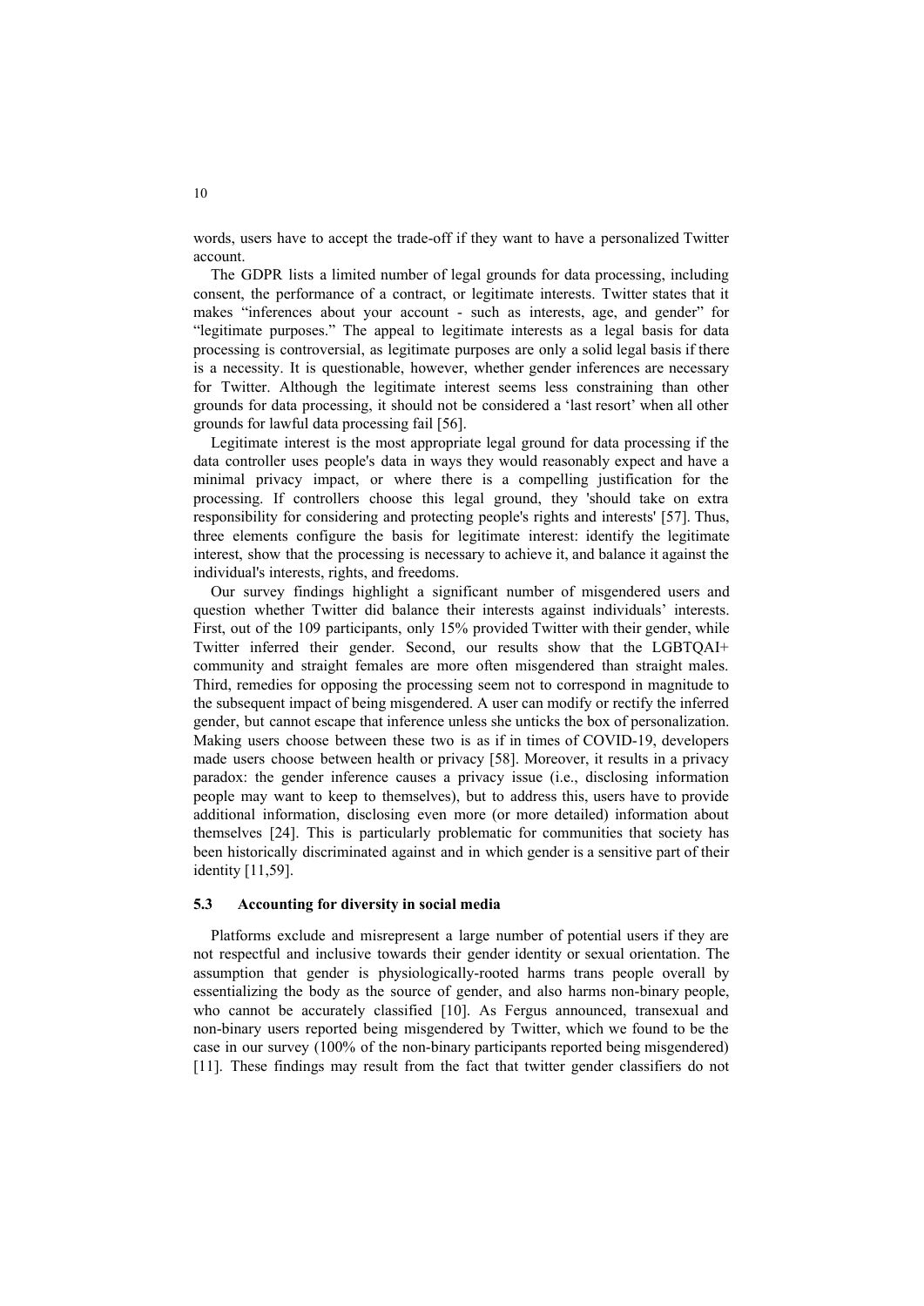words, users have to accept the trade-off if they want to have a personalized Twitter account.

The GDPR lists a limited number of legal grounds for data processing, including consent, the performance of a contract, or legitimate interests. Twitter states that it makes "inferences about your account - such as interests, age, and gender" for "legitimate purposes." The appeal to legitimate interests as a legal basis for data processing is controversial, as legitimate purposes are only a solid legal basis if there is a necessity. It is questionable, however, whether gender inferences are necessary for Twitter. Although the legitimate interest seems less constraining than other grounds for data processing, it should not be considered a 'last resort' when all other grounds for lawful data processing fail [56].

Legitimate interest is the most appropriate legal ground for data processing if the data controller uses people's data in ways they would reasonably expect and have a minimal privacy impact, or where there is a compelling justification for the processing. If controllers choose this legal ground, they 'should take on extra responsibility for considering and protecting people's rights and interests' [57]. Thus, three elements configure the basis for legitimate interest: identify the legitimate interest, show that the processing is necessary to achieve it, and balance it against the individual's interests, rights, and freedoms.

Our survey findings highlight a significant number of misgendered users and question whether Twitter did balance their interests against individuals' interests. First, out of the 109 participants, only 15% provided Twitter with their gender, while Twitter inferred their gender. Second, our results show that the LGBTQAI+ community and straight females are more often misgendered than straight males. Third, remedies for opposing the processing seem not to correspond in magnitude to the subsequent impact of being misgendered. A user can modify or rectify the inferred gender, but cannot escape that inference unless she unticks the box of personalization. Making users choose between these two is as if in times of COVID-19, developers made users choose between health or privacy [58]. Moreover, it results in a privacy paradox: the gender inference causes a privacy issue (i.e., disclosing information people may want to keep to themselves), but to address this, users have to provide additional information, disclosing even more (or more detailed) information about themselves [24]. This is particularly problematic for communities that society has been historically discriminated against and in which gender is a sensitive part of their identity [11,59].

### 5.3 Accounting for diversity in social media

Platforms exclude and misrepresent a large number of potential users if they are not respectful and inclusive towards their gender identity or sexual orientation. The assumption that gender is physiologically-rooted harms trans people overall by essentializing the body as the source of gender, and also harms non-binary people, who cannot be accurately classified [10]. As Fergus announced, transexual and non-binary users reported being misgendered by Twitter, which we found to be the case in our survey (100% of the non-binary participants reported being misgendered) [11]. These findings may result from the fact that twitter gender classifiers do not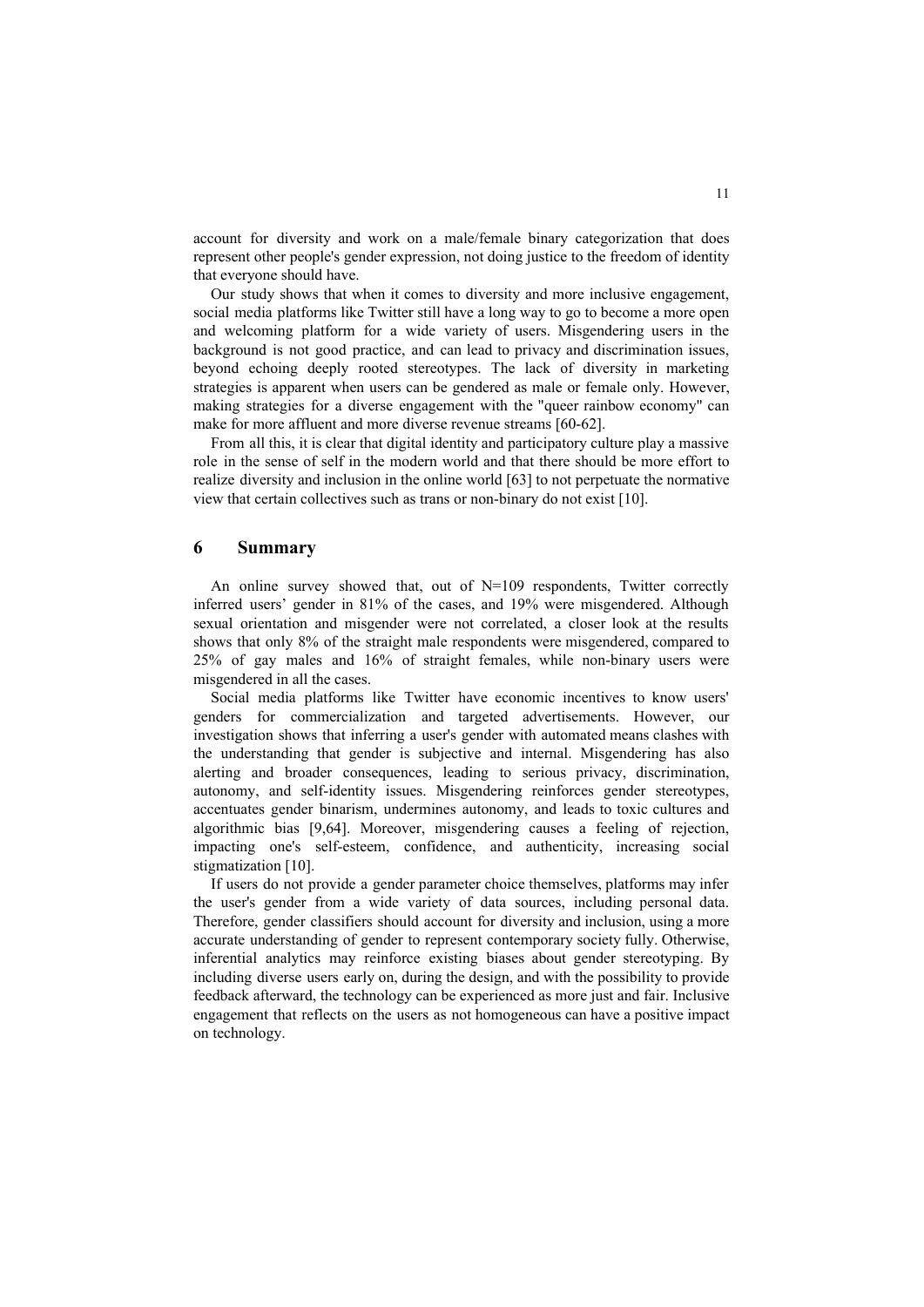account for diversity and work on a male/female binary categorization that does represent other people's gender expression, not doing justice to the freedom of identity that everyone should have.

Our study shows that when it comes to diversity and more inclusive engagement, social media platforms like Twitter still have a long way to go to become a more open and welcoming platform for a wide variety of users. Misgendering users in the background is not good practice, and can lead to privacy and discrimination issues, beyond echoing deeply rooted stereotypes. The lack of diversity in marketing strategies is apparent when users can be gendered as male or female only. However, making strategies for a diverse engagement with the "queer rainbow economy" can make for more affluent and more diverse revenue streams [60-62].

From all this, it is clear that digital identity and participatory culture play a massive role in the sense of self in the modern world and that there should be more effort to realize diversity and inclusion in the online world [63] to not perpetuate the normative view that certain collectives such as trans or non-binary do not exist [10].

## 6 Summary

An online survey showed that, out of N=109 respondents, Twitter correctly inferred users' gender in 81% of the cases, and 19% were misgendered. Although sexual orientation and misgender were not correlated, a closer look at the results shows that only 8% of the straight male respondents were misgendered, compared to 25% of gay males and 16% of straight females, while non-binary users were misgendered in all the cases.

Social media platforms like Twitter have economic incentives to know users' genders for commercialization and targeted advertisements. However, our investigation shows that inferring a user's gender with automated means clashes with the understanding that gender is subjective and internal. Misgendering has also alerting and broader consequences, leading to serious privacy, discrimination, autonomy, and self-identity issues. Misgendering reinforces gender stereotypes, accentuates gender binarism, undermines autonomy, and leads to toxic cultures and algorithmic bias [9,64]. Moreover, misgendering causes a feeling of rejection, impacting one's self-esteem, confidence, and authenticity, increasing social stigmatization [10].

If users do not provide a gender parameter choice themselves, platforms may infer the user's gender from a wide variety of data sources, including personal data. Therefore, gender classifiers should account for diversity and inclusion, using a more accurate understanding of gender to represent contemporary society fully. Otherwise, inferential analytics may reinforce existing biases about gender stereotyping. By including diverse users early on, during the design, and with the possibility to provide feedback afterward, the technology can be experienced as more just and fair. Inclusive engagement that reflects on the users as not homogeneous can have a positive impact on technology.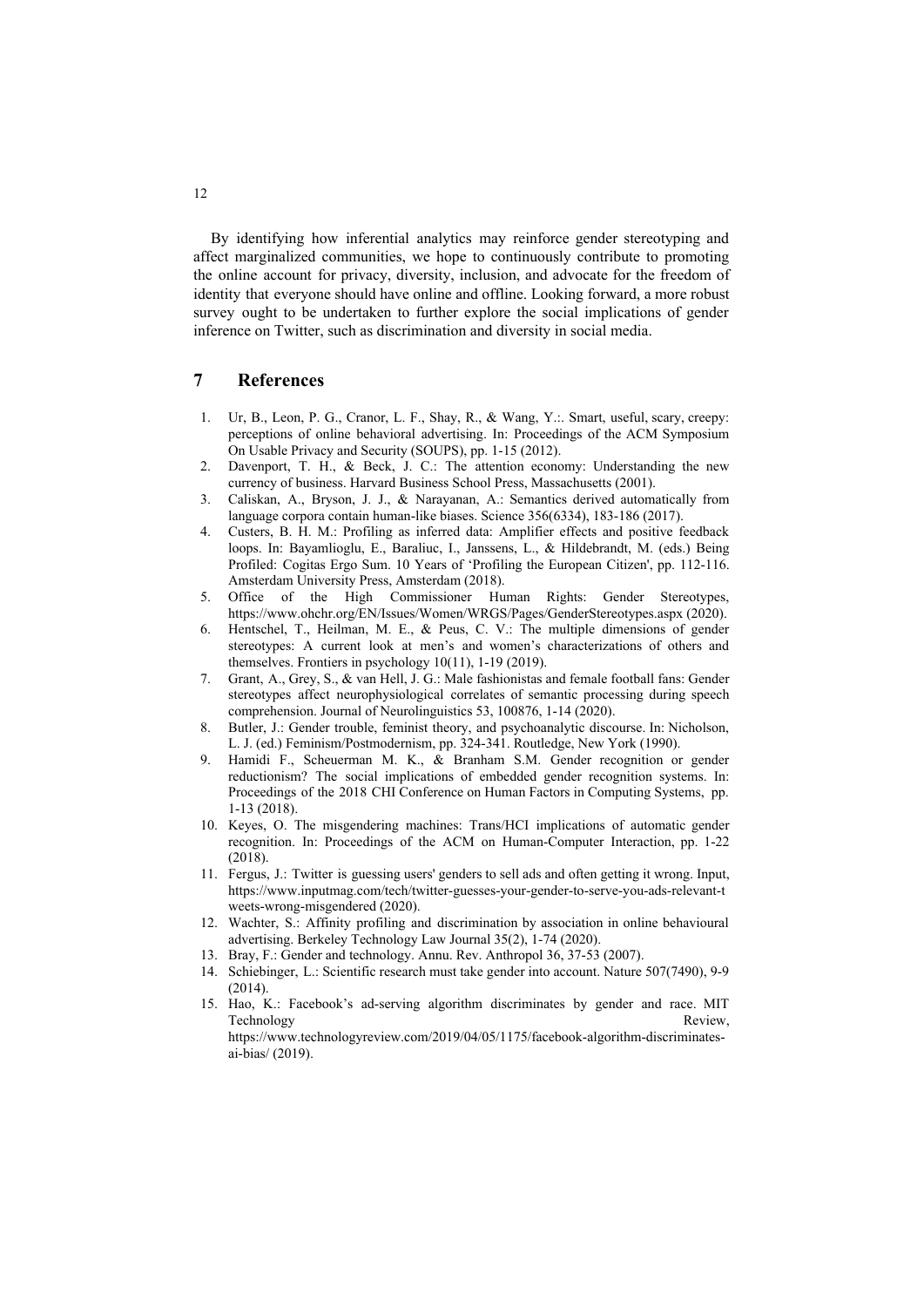By identifying how inferential analytics may reinforce gender stereotyping and affect marginalized communities, we hope to continuously contribute to promoting the online account for privacy, diversity, inclusion, and advocate for the freedom of identity that everyone should have online and offline. Looking forward, a more robust survey ought to be undertaken to further explore the social implications of gender inference on Twitter, such as discrimination and diversity in social media.

## 7 References

1. Ur, B., Leon, P. G., Cranor, L. F., Shay, R., & Wang, Y.:. Smart, useful, scary, creepy: perceptions of online behavioral advertising. In: Proceedings of the ACM Symposium On Usable Privacy and Security (SOUPS), pp. 1-15 (2012).
2. Davenport, T. H., & Beck, J. C.: The attention economy: Understanding the new currency of business. Harvard Business School Press, Massachusetts (2001).
3. Caliskan, A., Bryson, J. J., & Narayanan, A.: Semantics derived automatically from language corpora contain human-like biases. Science 356(6334), 183-186 (2017).
4. Custers, B. H. M.: Profiling as inferred data: Amplifier effects and positive feedback loops. In: Bayamlioglu, E., Baraliuc, I., Janssens, L., & Hildebrandt, M. (eds.) Being Profiled: Cogitas Ergo Sum. 10 Years of 'Profiling the European Citizen', pp. 112-116. Amsterdam University Press, Amsterdam (2018).
5. Office of the High Commissioner Human Rights: Gender Stereotypes, https://www.ohchr.org/EN/Issues/Women/WRGS/Pages/GenderStereotypes.aspx (2020).
6. Hentschel, T., Heilman, M. E., & Peus, C. V.: The multiple dimensions of gender stereotypes: A current look at men's and women's characterizations of others and themselves. Frontiers in psychology 10(11), 1-19 (2019).
7. Grant, A., Grey, S., & van Hell, J. G.: Male fashionistas and female football fans: Gender stereotypes affect neurophysiological correlates of semantic processing during speech comprehension. Journal of Neurolinguistics 53, 100876, 1-14 (2020).
8. Butler, J.: Gender trouble, feminist theory, and psychoanalytic discourse. In: Nicholson, L. J. (ed.) Feminism/Postmodernism, pp. 324-341. Routledge, New York (1990).
9. Hamidi F., Scheuerman M. K., & Branham S.M. Gender recognition or gender reductionism? The social implications of embedded gender recognition systems. In: Proceedings of the 2018 CHI Conference on Human Factors in Computing Systems, pp. 1-13 (2018).
10. Keyes, O. The misgendering machines: Trans/HCI implications of automatic gender recognition. In: Proceedings of the ACM on Human-Computer Interaction, pp. 1-22 (2018).
11. Fergus, J.: Twitter is guessing users' genders to sell ads and often getting it wrong. Input, https://www.inputmag.com/tech/twitter-guesses-your-gender-to-serve-you-ads-relevant-tweets-wrong-misgendered (2020).
12. Wachter, S.: Affinity profiling and discrimination by association in online behavioural advertising. Berkeley Technology Law Journal 35(2), 1-74 (2020).
13. Bray, F.: Gender and technology. Annu. Rev. Anthropol 36, 37-53 (2007).
14. Schiebinger, L.: Scientific research must take gender into account. Nature 507(7490), 9-9 (2014).
15. Hao, K.: Facebook's ad-serving algorithm discriminates by gender and race. MIT Technology Review, https://www.technologyreview.com/2019/04/05/1175/facebook-algorithm-discriminates-ai-bias/ (2019).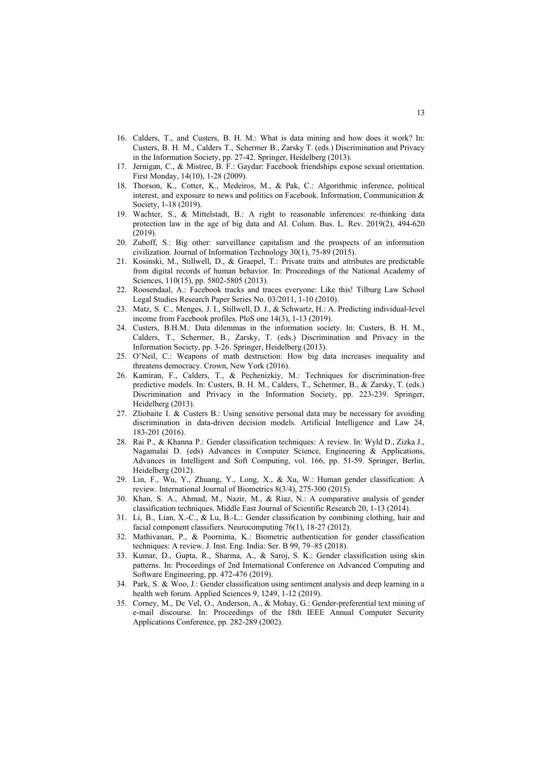16. Calders, T., and Custers, B. H. M.: What is data mining and how does it work? In: Custers, B. H. M., Calders T., Schermer B., Zarsky T. (eds.) Discrimination and Privacy in the Information Society, pp. 27-42. Springer, Heidelberg (2013).
17. Jernigan, C., & Mistree, B. F.: Gaydar: Facebook friendships expose sexual orientation. First Monday, 14(10), 1-28 (2009).
18. Thorson, K., Cotter, K., Medeiros, M., & Pak, C.: Algorithmic inference, political interest, and exposure to news and politics on Facebook. Information, Communication & Society, 1-18 (2019).
19. Wachter, S., & Mittelstadt, B.: A right to reasonable inferences: re-thinking data protection law in the age of big data and AI. Colum. Bus. L. Rev. 2019(2), 494-620 (2019).
20. Zuboff, S.: Big other: surveillance capitalism and the prospects of an information civilization. Journal of Information Technology 30(1), 75-89 (2015).
21. Kosinski, M., Stillwell, D., & Graepel, T.: Private traits and attributes are predictable from digital records of human behavior. In: Proceedings of the National Academy of Sciences, 110(15), pp. 5802-5805 (2013).
22. Roosendaal, A.: Facebook tracks and traces everyone: Like this! Tilburg Law School Legal Studies Research Paper Series No. 03/2011, 1-10 (2010).
23. Matz, S. C., Menges, J. I., Stillwell, D. J., & Schwartz, H.: A. Predicting individual-level income from Facebook profiles. PloS one 14(3), 1-13 (2019).
24. Custers, B.H.M.: Data dilemmas in the information society. In: Custers, B. H. M., Calders, T., Schermer, B., Zarsky, T. (eds.) Discrimination and Privacy in the Information Society, pp. 3-26. Springer, Heidelberg (2013).
25. O'Neil, C.: Weapons of math destruction: How big data increases inequality and threatens democracy. Crown, New York (2016).
26. Kamiran, F., Calders, T., & Pechenizkiy, M.: Techniques for discrimination-free predictive models. In: Custers, B. H. M., Calders, T., Schermer, B., & Zarsky, T. (eds.) Discrimination and Privacy in the Information Society, pp. 223-239. Springer, Heidelberg (2013).
27. Zliobaite I. & Custers B.: Using sensitive personal data may be necessary for avoiding discrimination in data-driven decision models. Artificial Intelligence and Law 24, 183-201 (2016).
28. Rai P., & Khanna P.: Gender classification techniques: A review. In: Wyld D., Zizka J., Nagamalai D. (eds) Advances in Computer Science, Engineering & Applications, Advances in Intelligent and Soft Computing, vol. 166, pp. 51-59. Springer, Berlin, Heidelberg (2012).
29. Lin, F., Wu, Y., Zhuang, Y., Long, X., & Xu, W.: Human gender classification: A review. International Journal of Biometrics 8(3/4), 275-300 (2015).
30. Khan, S. A., Ahmad, M., Nazir, M., & Riaz, N.: A comparative analysis of gender classification techniques. Middle East Journal of Scientific Research 20, 1-13 (2014).
31. Li, B., Lian, X.-C., & Lu, B.-L.: Gender classification by combining clothing, hair and facial component classifiers. Neurocomputing 76(1), 18-27 (2012).
32. Mathivanan, P., & Poornima, K.: Biometric authentication for gender classification techniques: A review. J. Inst. Eng. India: Ser. B 99, 79–85 (2018).
33. Kumar, D., Gupta, R., Sharma, A., & Saroj, S. K.: Gender classification using skin patterns. In: Proceedings of 2nd International Conference on Advanced Computing and Software Engineering, pp. 472-476 (2019).
34. Park, S. & Woo, J.: Gender classification using sentiment analysis and deep learning in a health web forum. Applied Sciences 9, 1249, 1-12 (2019).
35. Corney, M., De Vel, O., Anderson, A., & Mohay, G.: Gender-preferential text mining of e-mail discourse. In: Proceedings of the 18th IEEE Annual Computer Security Applications Conference, pp. 282-289 (2002).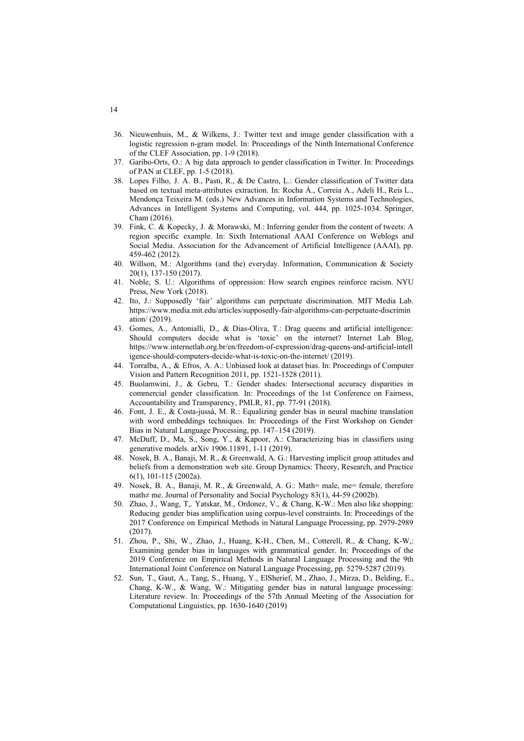36. Nieuwenhuis, M., & Wilkens, J.: Twitter text and image gender classification with a logistic regression n-gram model. In: Proceedings of the Ninth International Conference of the CLEF Association, pp. 1-9 (2018).
37. Garibo-Orts, O.: A big data approach to gender classification in Twitter. In: Proceedings of PAN at CLEF, pp. 1-5 (2018).
38. Lopes Filho, J. A. B., Pasti, R., & De Castro, L.: Gender classification of Twitter data based on textual meta-attributes extraction. In: Rocha Á., Correia A., Adeli H., Reis L., Mendonça Teixeira M. (eds.) New Advances in Information Systems and Technologies, Advances in Intelligent Systems and Computing, vol. 444, pp. 1025-1034. Springer, Cham (2016).
39. Fink, C. & Kopecky, J. & Morawski, M.: Inferring gender from the content of tweets: A region specific example. In: Sixth International AAAI Conference on Weblogs and Social Media. Association for the Advancement of Artificial Intelligence (AAAI), pp. 459-462 (2012).
40. Willson, M.: Algorithms (and the) everyday. Information, Communication & Society 20(1), 137-150 (2017).
41. Noble, S. U.: Algorithms of oppression: How search engines reinforce racism. NYU Press, New York (2018).
42. Ito, J.: Supposedly 'fair' algorithms can perpetuate discrimination. MIT Media Lab. https://www.media.mit.edu/articles/supposedly-fair-algorithms-can-perpetuate-discrimination/ (2019).
43. Gomes, A., Antonialli, D., & Dias-Oliva, T.: Drag queens and artificial intelligence: Should computers decide what is 'toxic' on the internet? Internet Lab Blog, https://www.internetlab.org.br/en/freedom-of-expression/drag-queens-and-artificial-intelligence-should-computers-decide-what-is-toxic-on-the-internet/ (2019).
44. Torralba, A., & Efros, A. A.: Unbiased look at dataset bias. In: Proceedings of Computer Vision and Pattern Recognition 2011, pp. 1521-1528 (2011).
45. Buolamwini, J., & Gebru, T.: Gender shades: Intersectional accuracy disparities in commercial gender classification. In: Proceedings of the 1st Conference on Fairness, Accountability and Transparency, PMLR, 81, pp. 77-91 (2018).
46. Font, J. E., & Costa-jussà, M. R.: Equalizing gender bias in neural machine translation with word embeddings techniques. In: Proceedings of the First Workshop on Gender Bias in Natural Language Processing, pp. 147–154 (2019).
47. McDuff, D., Ma, S., Song, Y., & Kapoor, A.: Characterizing bias in classifiers using generative models. arXiv 1906.11891, 1-11 (2019).
48. Nosek, B. A., Banaji, M. R., & Greenwald, A. G.: Harvesting implicit group attitudes and beliefs from a demonstration web site. Group Dynamics: Theory, Research, and Practice 6(1), 101-115 (2002a).
49. Nosek, B. A., Banaji, M. R., & Greenwald, A. G.: Math= male, me= female, therefore math≠ me. Journal of Personality and Social Psychology 83(1), 44-59 (2002b).
50. Zhao, J., Wang, T,. Yatskar, M., Ordonez, V., & Chang, K-W.: Men also like shopping: Reducing gender bias amplification using corpus-level constraints. In: Proceedings of the 2017 Conference on Empirical Methods in Natural Language Processing, pp. 2979-2989 (2017).
51. Zhou, P., Shi, W., Zhao, J., Huang, K-H., Chen, M., Cotterell, R., & Chang, K-W,: Examining gender bias in languages with grammatical gender. In: Proceedings of the 2019 Conference on Empirical Methods in Natural Language Processing and the 9th International Joint Conference on Natural Language Processing, pp. 5279-5287 (2019).
52. Sun, T., Gaut, A., Tang, S., Huang, Y., ElSherief, M., Zhao, J., Mirza, D., Belding, E., Chang, K-W., & Wang, W.: Mitigating gender bias in natural language processing: Literature review. In: Proceedings of the 57th Annual Meeting of the Association for Computational Linguistics, pp. 1630-1640 (2019)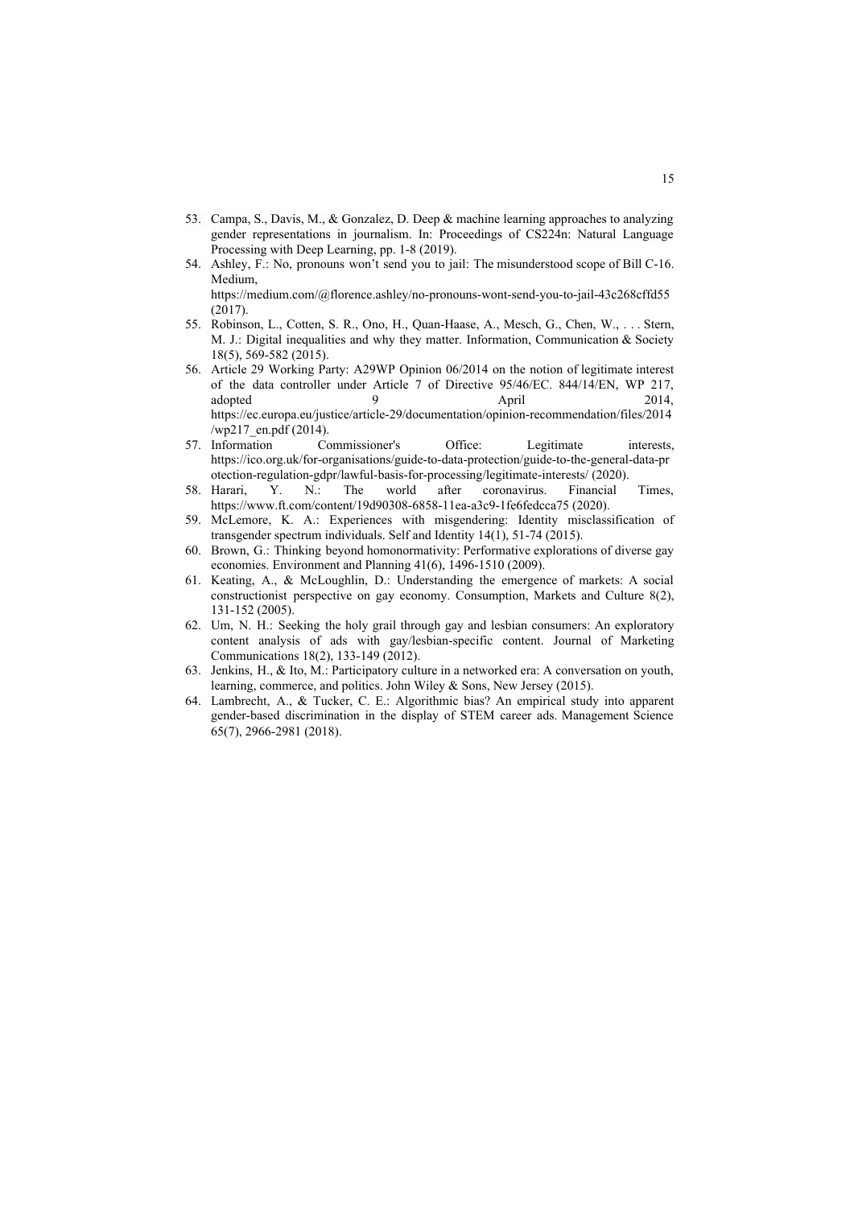53. Campa, S., Davis, M., & Gonzalez, D. Deep & machine learning approaches to analyzing gender representations in journalism. In: Proceedings of CS224n: Natural Language Processing with Deep Learning, pp. 1-8 (2019).
54. Ashley, F.: No, pronouns won't send you to jail: The misunderstood scope of Bill C-16. Medium, https://medium.com/@florence.ashley/no-pronouns-wont-send-you-to-jail-43c268cffd55 (2017).
55. Robinson, L., Cotten, S. R., Ono, H., Quan-Haase, A., Mesch, G., Chen, W., . . . Stern, M. J.: Digital inequalities and why they matter. Information, Communication & Society 18(5), 569-582 (2015).
56. Article 29 Working Party: A29WP Opinion 06/2014 on the notion of legitimate interest of the data controller under Article 7 of Directive 95/46/EC. 844/14/EN, WP 217, adopted 9 April 2014, https://ec.europa.eu/justice/article-29/documentation/opinion-recommendation/files/2014/wp217_en.pdf (2014).
57. Information Commissioner's Office: Legitimate interests, https://ico.org.uk/for-organisations/guide-to-data-protection/guide-to-the-general-data-protection-regulation-gdpr/lawful-basis-for-processing/legitimate-interests/ (2020).
58. Harari, Y. N.: The world after coronavirus. Financial Times, https://www.ft.com/content/19d90308-6858-11ea-a3c9-1fe6fedcca75 (2020).
59. McLemore, K. A.: Experiences with misgendering: Identity misclassification of transgender spectrum individuals. Self and Identity 14(1), 51-74 (2015).
60. Brown, G.: Thinking beyond homonormativity: Performative explorations of diverse gay economies. Environment and Planning 41(6), 1496-1510 (2009).
61. Keating, A., & McLoughlin, D.: Understanding the emergence of markets: A social constructionist perspective on gay economy. Consumption, Markets and Culture 8(2), 131-152 (2005).
62. Um, N. H.: Seeking the holy grail through gay and lesbian consumers: An exploratory content analysis of ads with gay/lesbian-specific content. Journal of Marketing Communications 18(2), 133-149 (2012).
63. Jenkins, H., & Ito, M.: Participatory culture in a networked era: A conversation on youth, learning, commerce, and politics. John Wiley & Sons, New Jersey (2015).
64. Lambrecht, A., & Tucker, C. E.: Algorithmic bias? An empirical study into apparent gender-based discrimination in the display of STEM career ads. Management Science 65(7), 2966-2981 (2018).